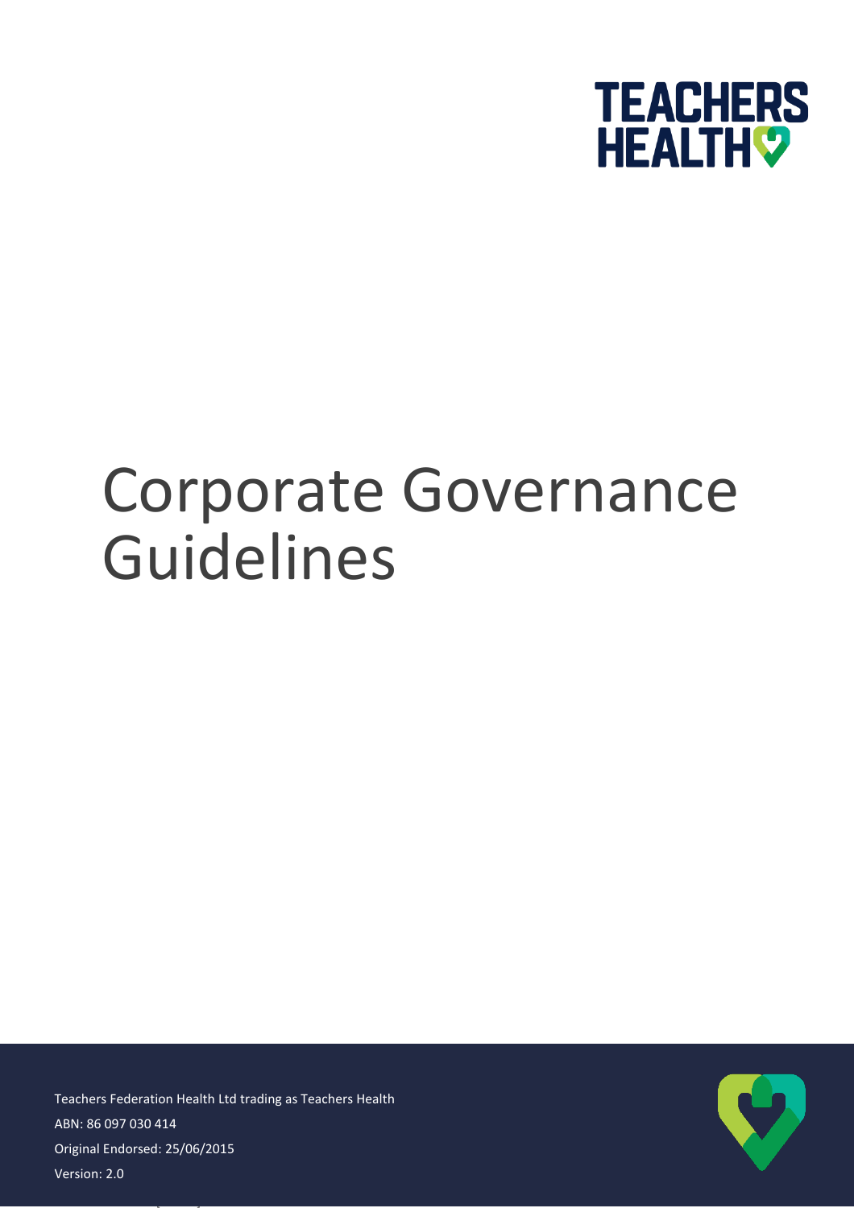TEACHERS HEALTH

# Corporate Governance Guidelines

Teachers Federation Health Ltd trading as Teachers Health

ABN: 86 097 030 414

Original Endorsed: 25/06/2015

Version: 2.0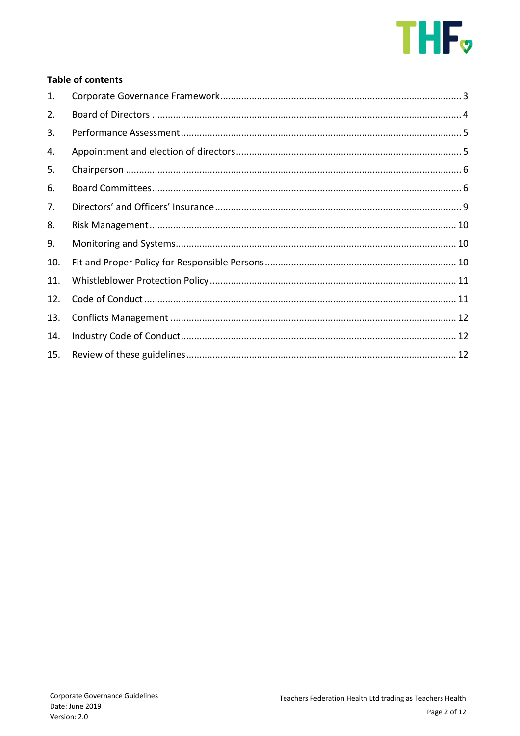**Table of contents**

1. Corporate Governance Framework ... 3
2. Board of Directors ... 4
3. Performance Assessment ... 5
4. Appointment and election of directors ... 5
5. Chairperson ... 6
6. Board Committees ... 6
7. Directors' and Officers' Insurance ... 9
8. Risk Management ... 10
9. Monitoring and Systems ... 10
10. Fit and Proper Policy for Responsible Persons ... 10
11. Whistleblower Protection Policy ... 11
12. Code of Conduct ... 11
13. Conflicts Management ... 12
14. Industry Code of Conduct ... 12
15. Review of these guidelines ... 12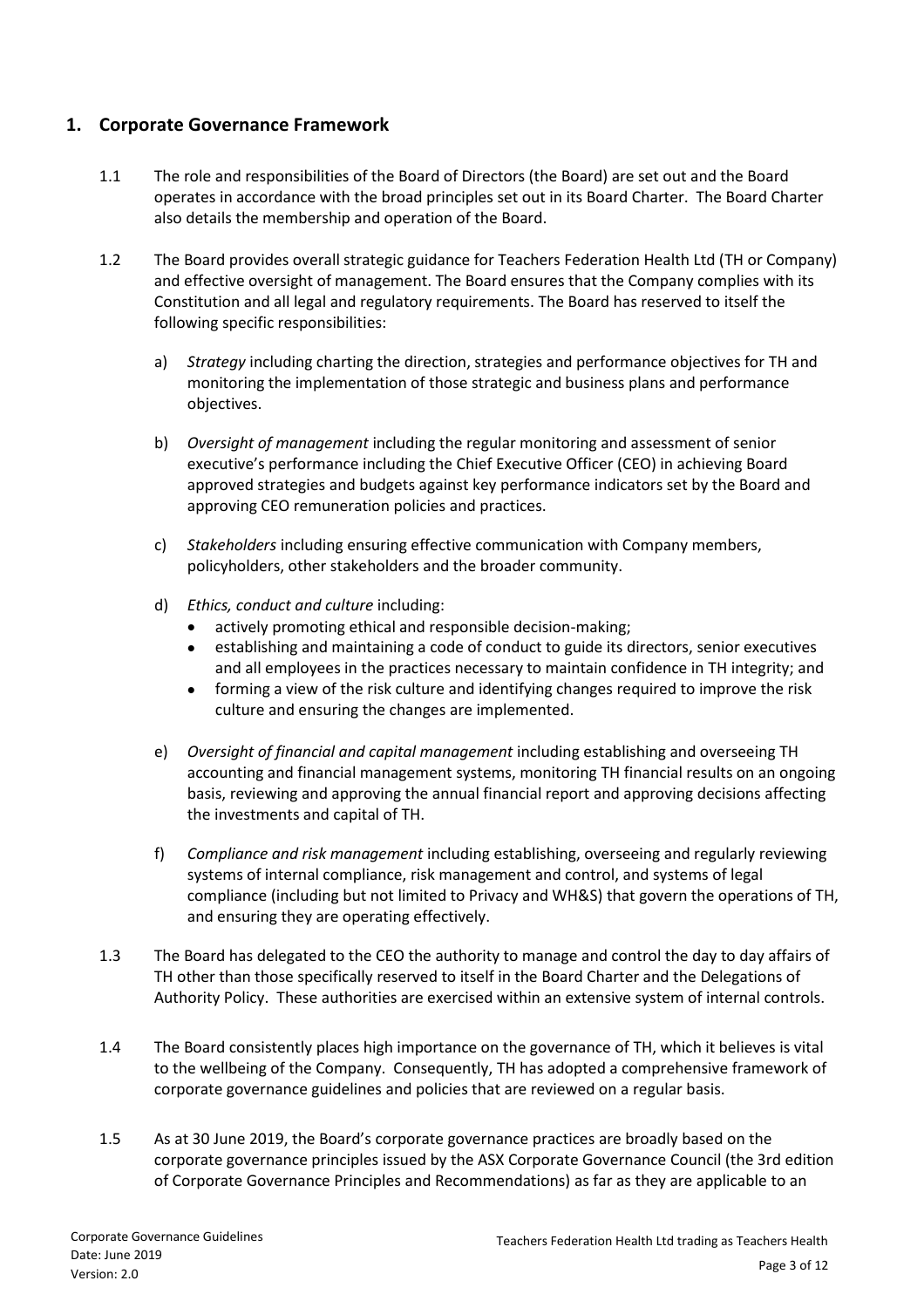## 1. Corporate Governance Framework

1.1 The role and responsibilities of the Board of Directors (the Board) are set out and the Board operates in accordance with the broad principles set out in its Board Charter. The Board Charter also details the membership and operation of the Board.

1.2 The Board provides overall strategic guidance for Teachers Federation Health Ltd (TH or Company) and effective oversight of management. The Board ensures that the Company complies with its Constitution and all legal and regulatory requirements. The Board has reserved to itself the following specific responsibilities:

a) *Strategy* including charting the direction, strategies and performance objectives for TH and monitoring the implementation of those strategic and business plans and performance objectives.

b) *Oversight of management* including the regular monitoring and assessment of senior executive's performance including the Chief Executive Officer (CEO) in achieving Board approved strategies and budgets against key performance indicators set by the Board and approving CEO remuneration policies and practices.

c) *Stakeholders* including ensuring effective communication with Company members, policyholders, other stakeholders and the broader community.

d) *Ethics, conduct and culture* including:
- actively promoting ethical and responsible decision-making;
- establishing and maintaining a code of conduct to guide its directors, senior executives and all employees in the practices necessary to maintain confidence in TH integrity; and
- forming a view of the risk culture and identifying changes required to improve the risk culture and ensuring the changes are implemented.

e) *Oversight of financial and capital management* including establishing and overseeing TH accounting and financial management systems, monitoring TH financial results on an ongoing basis, reviewing and approving the annual financial report and approving decisions affecting the investments and capital of TH.

f) *Compliance and risk management* including establishing, overseeing and regularly reviewing systems of internal compliance, risk management and control, and systems of legal compliance (including but not limited to Privacy and WH&S) that govern the operations of TH, and ensuring they are operating effectively.

1.3 The Board has delegated to the CEO the authority to manage and control the day to day affairs of TH other than those specifically reserved to itself in the Board Charter and the Delegations of Authority Policy. These authorities are exercised within an extensive system of internal controls.

1.4 The Board consistently places high importance on the governance of TH, which it believes is vital to the wellbeing of the Company. Consequently, TH has adopted a comprehensive framework of corporate governance guidelines and policies that are reviewed on a regular basis.

1.5 As at 30 June 2019, the Board's corporate governance practices are broadly based on the corporate governance principles issued by the ASX Corporate Governance Council (the 3rd edition of Corporate Governance Principles and Recommendations) as far as they are applicable to an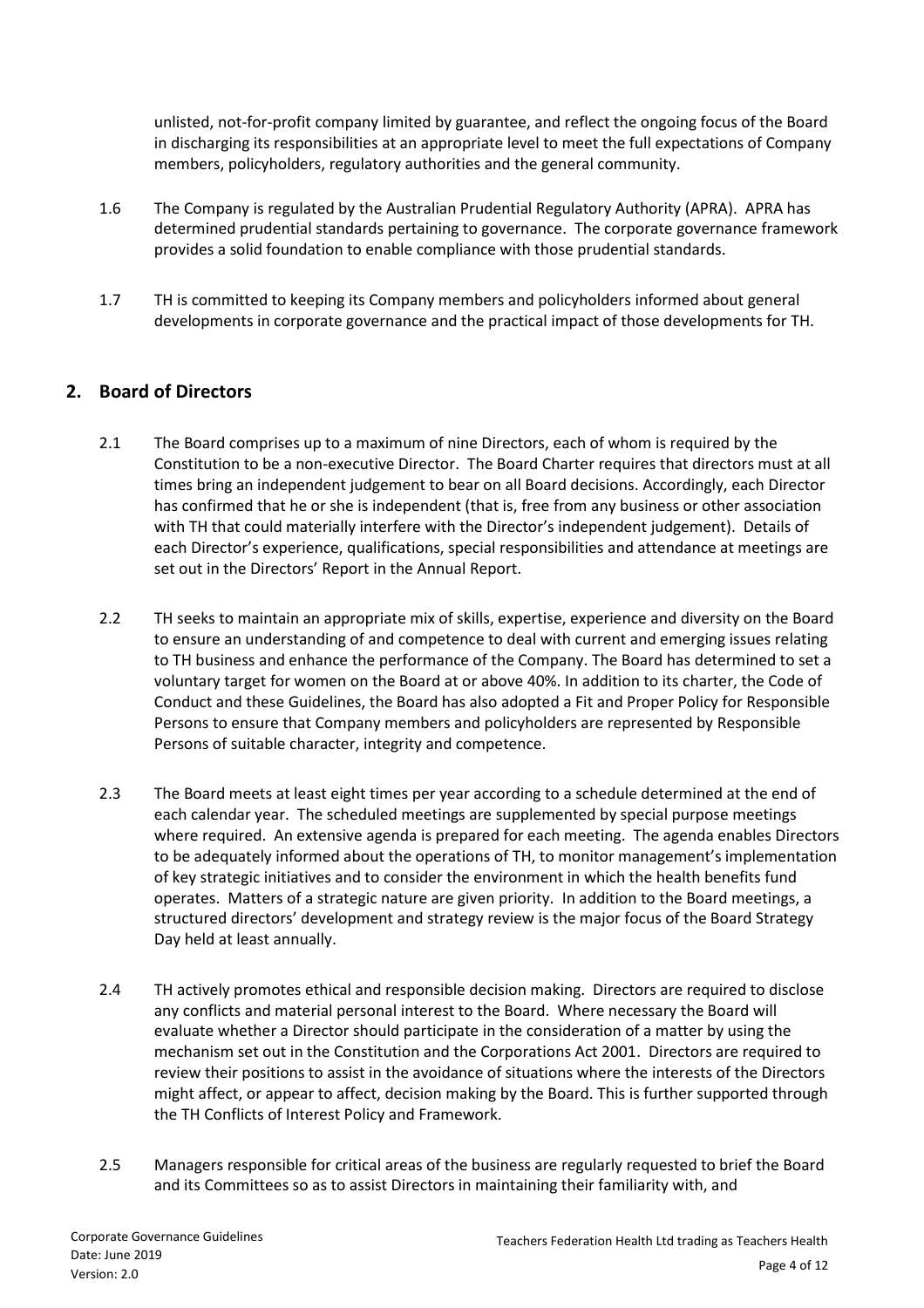unlisted, not-for-profit company limited by guarantee, and reflect the ongoing focus of the Board in discharging its responsibilities at an appropriate level to meet the full expectations of Company members, policyholders, regulatory authorities and the general community.

1.6 The Company is regulated by the Australian Prudential Regulatory Authority (APRA). APRA has determined prudential standards pertaining to governance. The corporate governance framework provides a solid foundation to enable compliance with those prudential standards.

1.7 TH is committed to keeping its Company members and policyholders informed about general developments in corporate governance and the practical impact of those developments for TH.

## 2. Board of Directors

2.1 The Board comprises up to a maximum of nine Directors, each of whom is required by the Constitution to be a non-executive Director. The Board Charter requires that directors must at all times bring an independent judgement to bear on all Board decisions. Accordingly, each Director has confirmed that he or she is independent (that is, free from any business or other association with TH that could materially interfere with the Director's independent judgement). Details of each Director's experience, qualifications, special responsibilities and attendance at meetings are set out in the Directors' Report in the Annual Report.

2.2 TH seeks to maintain an appropriate mix of skills, expertise, experience and diversity on the Board to ensure an understanding of and competence to deal with current and emerging issues relating to TH business and enhance the performance of the Company. The Board has determined to set a voluntary target for women on the Board at or above 40%. In addition to its charter, the Code of Conduct and these Guidelines, the Board has also adopted a Fit and Proper Policy for Responsible Persons to ensure that Company members and policyholders are represented by Responsible Persons of suitable character, integrity and competence.

2.3 The Board meets at least eight times per year according to a schedule determined at the end of each calendar year. The scheduled meetings are supplemented by special purpose meetings where required. An extensive agenda is prepared for each meeting. The agenda enables Directors to be adequately informed about the operations of TH, to monitor management's implementation of key strategic initiatives and to consider the environment in which the health benefits fund operates. Matters of a strategic nature are given priority. In addition to the Board meetings, a structured directors' development and strategy review is the major focus of the Board Strategy Day held at least annually.

2.4 TH actively promotes ethical and responsible decision making. Directors are required to disclose any conflicts and material personal interest to the Board. Where necessary the Board will evaluate whether a Director should participate in the consideration of a matter by using the mechanism set out in the Constitution and the Corporations Act 2001. Directors are required to review their positions to assist in the avoidance of situations where the interests of the Directors might affect, or appear to affect, decision making by the Board. This is further supported through the TH Conflicts of Interest Policy and Framework.

2.5 Managers responsible for critical areas of the business are regularly requested to brief the Board and its Committees so as to assist Directors in maintaining their familiarity with, and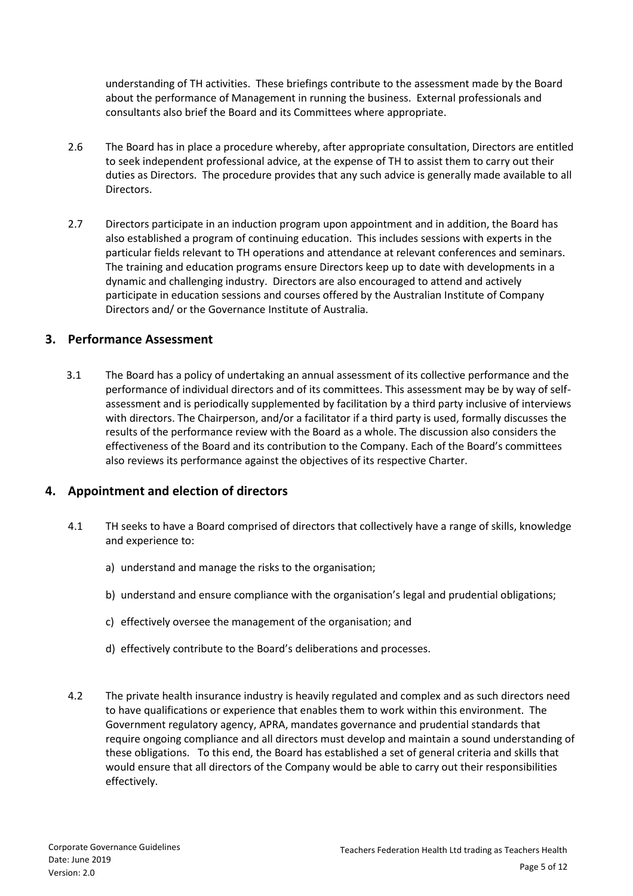understanding of TH activities. These briefings contribute to the assessment made by the Board about the performance of Management in running the business. External professionals and consultants also brief the Board and its Committees where appropriate.

2.6 The Board has in place a procedure whereby, after appropriate consultation, Directors are entitled to seek independent professional advice, at the expense of TH to assist them to carry out their duties as Directors. The procedure provides that any such advice is generally made available to all Directors.

2.7 Directors participate in an induction program upon appointment and in addition, the Board has also established a program of continuing education. This includes sessions with experts in the particular fields relevant to TH operations and attendance at relevant conferences and seminars. The training and education programs ensure Directors keep up to date with developments in a dynamic and challenging industry. Directors are also encouraged to attend and actively participate in education sessions and courses offered by the Australian Institute of Company Directors and/ or the Governance Institute of Australia.

## 3. Performance Assessment

3.1 The Board has a policy of undertaking an annual assessment of its collective performance and the performance of individual directors and of its committees. This assessment may be by way of self-assessment and is periodically supplemented by facilitation by a third party inclusive of interviews with directors. The Chairperson, and/or a facilitator if a third party is used, formally discusses the results of the performance review with the Board as a whole. The discussion also considers the effectiveness of the Board and its contribution to the Company. Each of the Board's committees also reviews its performance against the objectives of its respective Charter.

## 4. Appointment and election of directors

4.1 TH seeks to have a Board comprised of directors that collectively have a range of skills, knowledge and experience to:

a) understand and manage the risks to the organisation;

b) understand and ensure compliance with the organisation's legal and prudential obligations;

c) effectively oversee the management of the organisation; and

d) effectively contribute to the Board's deliberations and processes.

4.2 The private health insurance industry is heavily regulated and complex and as such directors need to have qualifications or experience that enables them to work within this environment. The Government regulatory agency, APRA, mandates governance and prudential standards that require ongoing compliance and all directors must develop and maintain a sound understanding of these obligations. To this end, the Board has established a set of general criteria and skills that would ensure that all directors of the Company would be able to carry out their responsibilities effectively.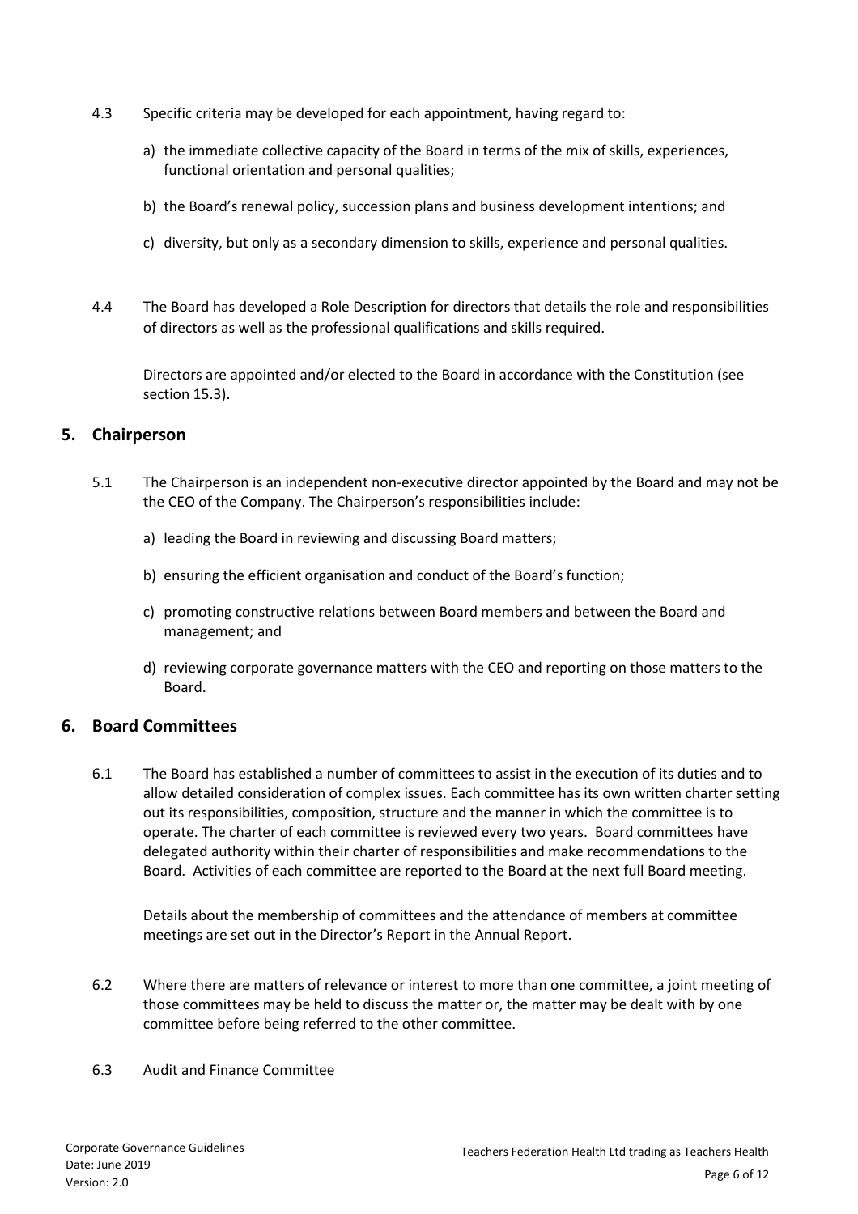4.3 Specific criteria may be developed for each appointment, having regard to:

a) the immediate collective capacity of the Board in terms of the mix of skills, experiences, functional orientation and personal qualities;

b) the Board's renewal policy, succession plans and business development intentions; and

c) diversity, but only as a secondary dimension to skills, experience and personal qualities.

4.4 The Board has developed a Role Description for directors that details the role and responsibilities of directors as well as the professional qualifications and skills required.

Directors are appointed and/or elected to the Board in accordance with the Constitution (see section 15.3).

## 5. Chairperson

5.1 The Chairperson is an independent non-executive director appointed by the Board and may not be the CEO of the Company. The Chairperson's responsibilities include:

a) leading the Board in reviewing and discussing Board matters;

b) ensuring the efficient organisation and conduct of the Board's function;

c) promoting constructive relations between Board members and between the Board and management; and

d) reviewing corporate governance matters with the CEO and reporting on those matters to the Board.

## 6. Board Committees

6.1 The Board has established a number of committees to assist in the execution of its duties and to allow detailed consideration of complex issues. Each committee has its own written charter setting out its responsibilities, composition, structure and the manner in which the committee is to operate. The charter of each committee is reviewed every two years. Board committees have delegated authority within their charter of responsibilities and make recommendations to the Board. Activities of each committee are reported to the Board at the next full Board meeting.

Details about the membership of committees and the attendance of members at committee meetings are set out in the Director's Report in the Annual Report.

6.2 Where there are matters of relevance or interest to more than one committee, a joint meeting of those committees may be held to discuss the matter or, the matter may be dealt with by one committee before being referred to the other committee.

6.3 Audit and Finance Committee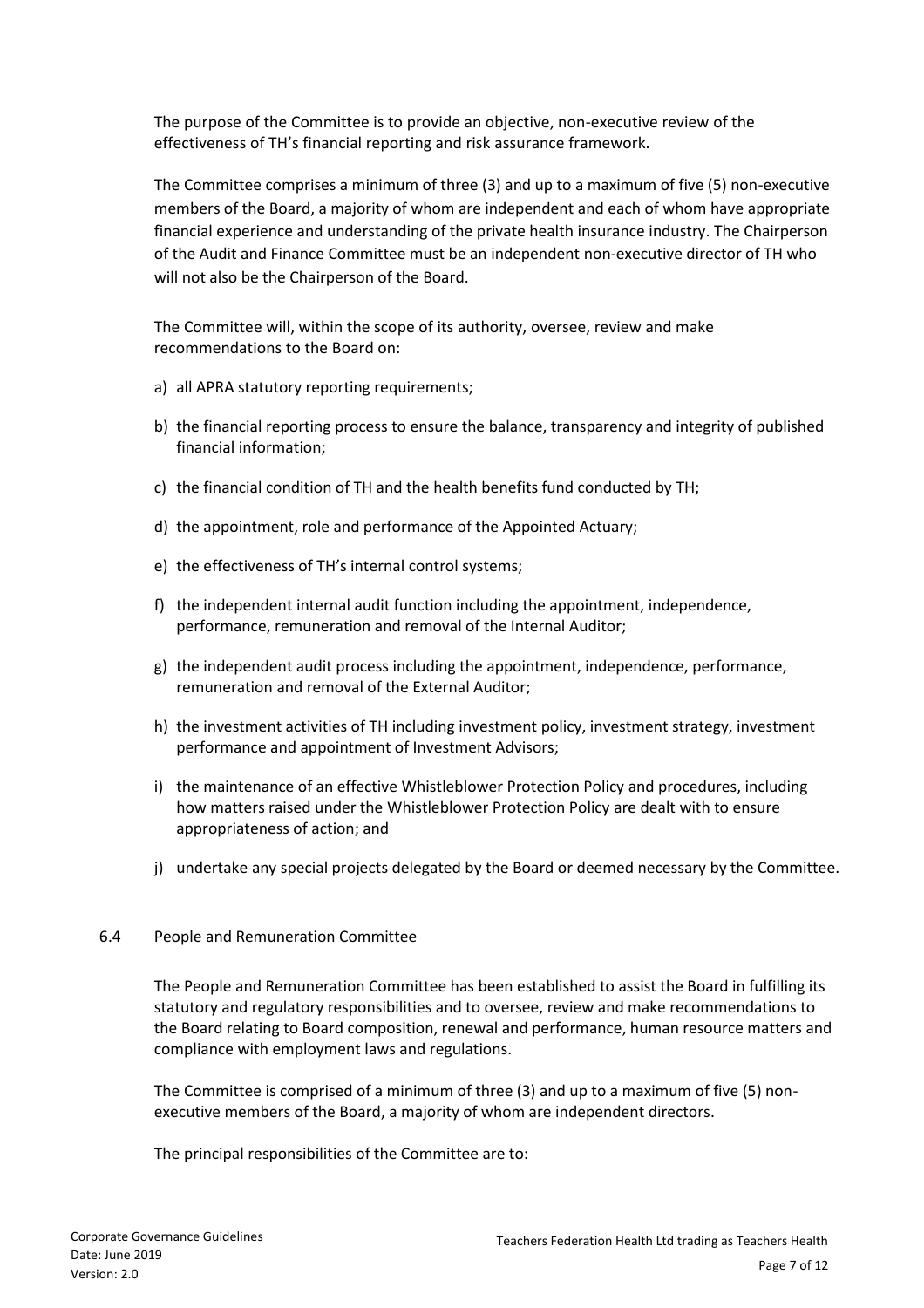The purpose of the Committee is to provide an objective, non-executive review of the effectiveness of TH's financial reporting and risk assurance framework.

The Committee comprises a minimum of three (3) and up to a maximum of five (5) non-executive members of the Board, a majority of whom are independent and each of whom have appropriate financial experience and understanding of the private health insurance industry. The Chairperson of the Audit and Finance Committee must be an independent non-executive director of TH who will not also be the Chairperson of the Board.

The Committee will, within the scope of its authority, oversee, review and make recommendations to the Board on:

a) all APRA statutory reporting requirements;

b) the financial reporting process to ensure the balance, transparency and integrity of published financial information;

c) the financial condition of TH and the health benefits fund conducted by TH;

d) the appointment, role and performance of the Appointed Actuary;

e) the effectiveness of TH's internal control systems;

f) the independent internal audit function including the appointment, independence, performance, remuneration and removal of the Internal Auditor;

g) the independent audit process including the appointment, independence, performance, remuneration and removal of the External Auditor;

h) the investment activities of TH including investment policy, investment strategy, investment performance and appointment of Investment Advisors;

i) the maintenance of an effective Whistleblower Protection Policy and procedures, including how matters raised under the Whistleblower Protection Policy are dealt with to ensure appropriateness of action; and

j) undertake any special projects delegated by the Board or deemed necessary by the Committee.

### 6.4 People and Remuneration Committee

The People and Remuneration Committee has been established to assist the Board in fulfilling its statutory and regulatory responsibilities and to oversee, review and make recommendations to the Board relating to Board composition, renewal and performance, human resource matters and compliance with employment laws and regulations.

The Committee is comprised of a minimum of three (3) and up to a maximum of five (5) non-executive members of the Board, a majority of whom are independent directors.

The principal responsibilities of the Committee are to: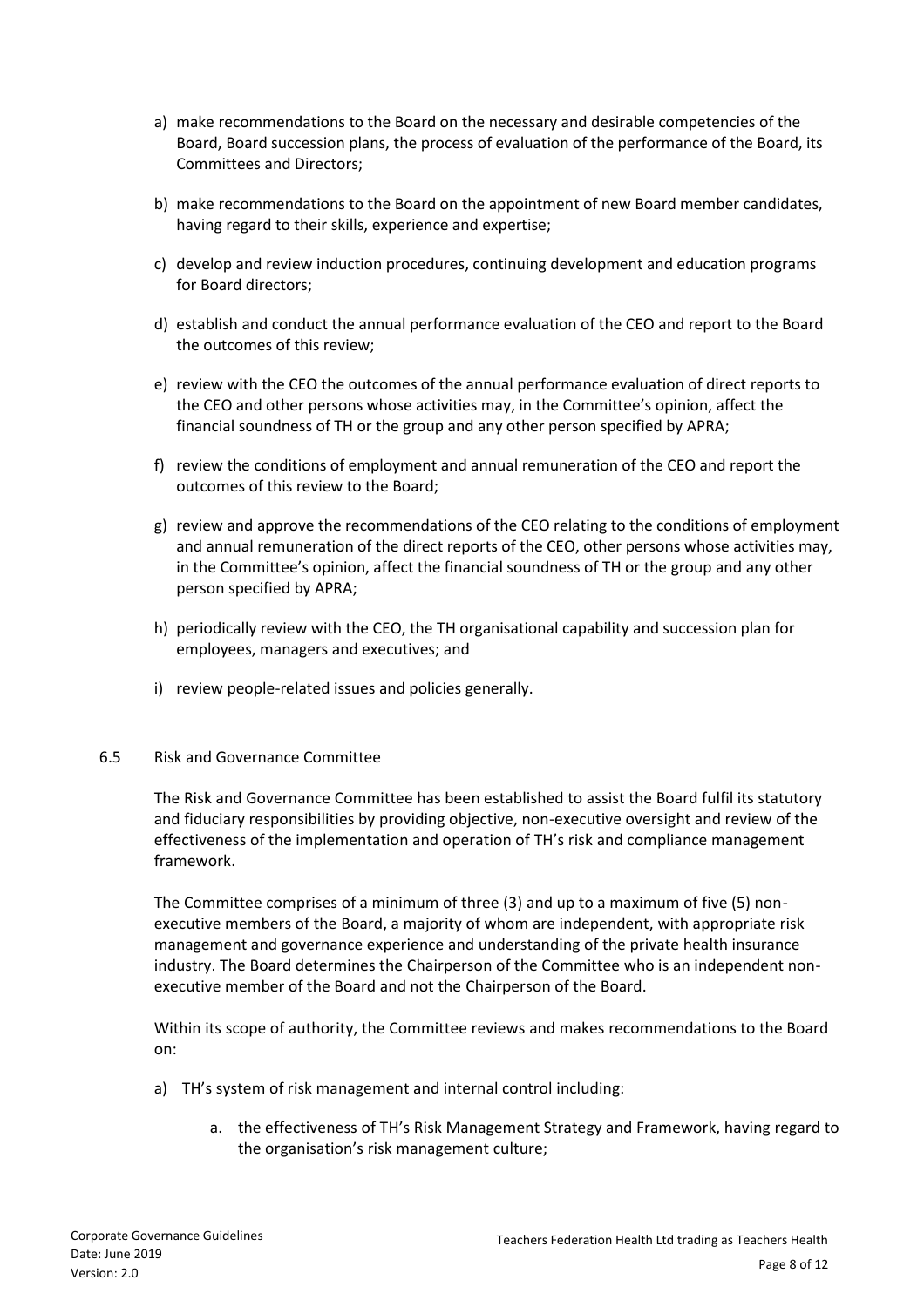a) make recommendations to the Board on the necessary and desirable competencies of the Board, Board succession plans, the process of evaluation of the performance of the Board, its Committees and Directors;

b) make recommendations to the Board on the appointment of new Board member candidates, having regard to their skills, experience and expertise;

c) develop and review induction procedures, continuing development and education programs for Board directors;

d) establish and conduct the annual performance evaluation of the CEO and report to the Board the outcomes of this review;

e) review with the CEO the outcomes of the annual performance evaluation of direct reports to the CEO and other persons whose activities may, in the Committee's opinion, affect the financial soundness of TH or the group and any other person specified by APRA;

f) review the conditions of employment and annual remuneration of the CEO and report the outcomes of this review to the Board;

g) review and approve the recommendations of the CEO relating to the conditions of employment and annual remuneration of the direct reports of the CEO, other persons whose activities may, in the Committee's opinion, affect the financial soundness of TH or the group and any other person specified by APRA;

h) periodically review with the CEO, the TH organisational capability and succession plan for employees, managers and executives; and

i) review people-related issues and policies generally.

### 6.5 Risk and Governance Committee

The Risk and Governance Committee has been established to assist the Board fulfil its statutory and fiduciary responsibilities by providing objective, non-executive oversight and review of the effectiveness of the implementation and operation of TH's risk and compliance management framework.

The Committee comprises of a minimum of three (3) and up to a maximum of five (5) non-executive members of the Board, a majority of whom are independent, with appropriate risk management and governance experience and understanding of the private health insurance industry. The Board determines the Chairperson of the Committee who is an independent non-executive member of the Board and not the Chairperson of the Board.

Within its scope of authority, the Committee reviews and makes recommendations to the Board on:

a) TH's system of risk management and internal control including:

   a. the effectiveness of TH's Risk Management Strategy and Framework, having regard to the organisation's risk management culture;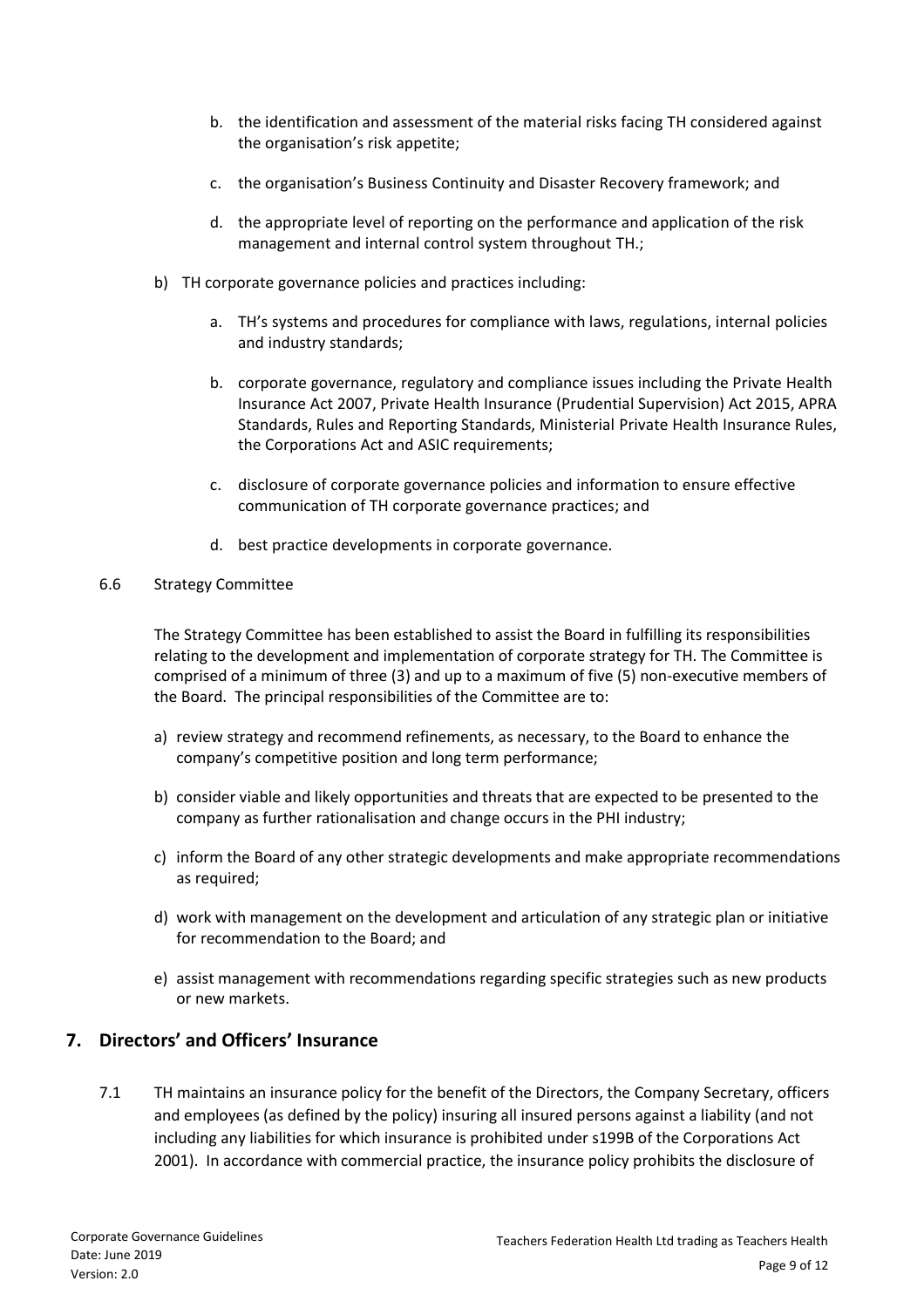b. the identification and assessment of the material risks facing TH considered against the organisation's risk appetite;

   c. the organisation's Business Continuity and Disaster Recovery framework; and

   d. the appropriate level of reporting on the performance and application of the risk management and internal control system throughout TH.;

b) TH corporate governance policies and practices including:

   a. TH's systems and procedures for compliance with laws, regulations, internal policies and industry standards;

   b. corporate governance, regulatory and compliance issues including the Private Health Insurance Act 2007, Private Health Insurance (Prudential Supervision) Act 2015, APRA Standards, Rules and Reporting Standards, Ministerial Private Health Insurance Rules, the Corporations Act and ASIC requirements;

   c. disclosure of corporate governance policies and information to ensure effective communication of TH corporate governance practices; and

   d. best practice developments in corporate governance.

6.6 Strategy Committee

The Strategy Committee has been established to assist the Board in fulfilling its responsibilities relating to the development and implementation of corporate strategy for TH. The Committee is comprised of a minimum of three (3) and up to a maximum of five (5) non-executive members of the Board. The principal responsibilities of the Committee are to:

a) review strategy and recommend refinements, as necessary, to the Board to enhance the company's competitive position and long term performance;

b) consider viable and likely opportunities and threats that are expected to be presented to the company as further rationalisation and change occurs in the PHI industry;

c) inform the Board of any other strategic developments and make appropriate recommendations as required;

d) work with management on the development and articulation of any strategic plan or initiative for recommendation to the Board; and

e) assist management with recommendations regarding specific strategies such as new products or new markets.

## 7. Directors' and Officers' Insurance

7.1 TH maintains an insurance policy for the benefit of the Directors, the Company Secretary, officers and employees (as defined by the policy) insuring all insured persons against a liability (and not including any liabilities for which insurance is prohibited under s199B of the Corporations Act 2001). In accordance with commercial practice, the insurance policy prohibits the disclosure of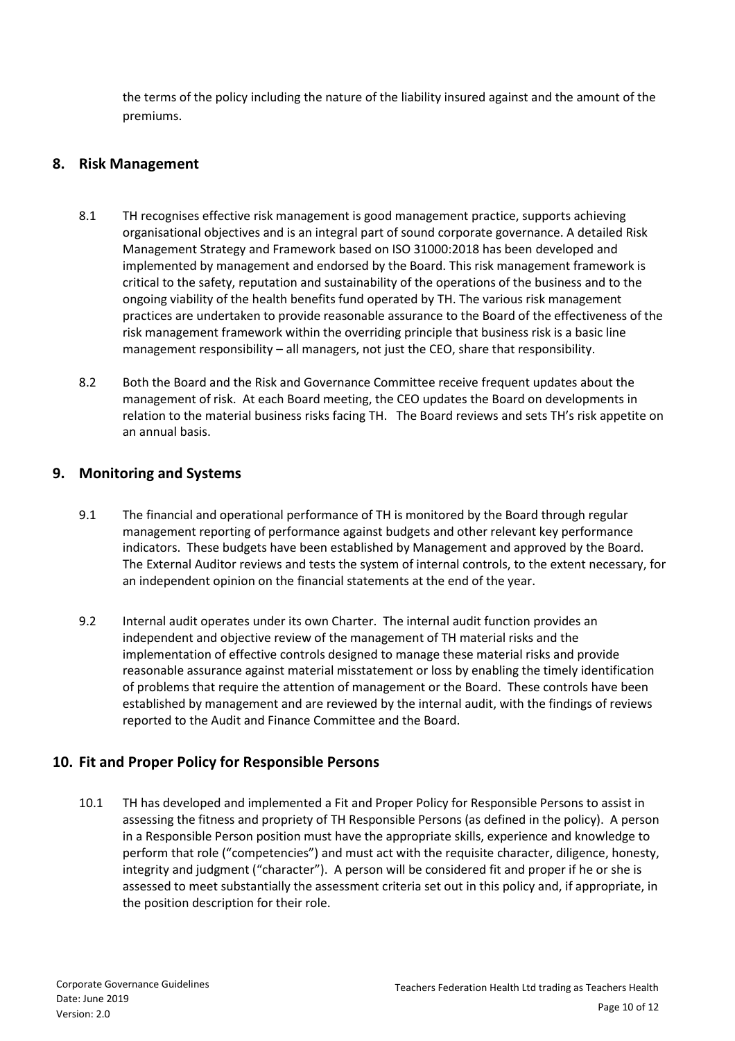the terms of the policy including the nature of the liability insured against and the amount of the premiums.

## 8. Risk Management

8.1 TH recognises effective risk management is good management practice, supports achieving organisational objectives and is an integral part of sound corporate governance. A detailed Risk Management Strategy and Framework based on ISO 31000:2018 has been developed and implemented by management and endorsed by the Board. This risk management framework is critical to the safety, reputation and sustainability of the operations of the business and to the ongoing viability of the health benefits fund operated by TH. The various risk management practices are undertaken to provide reasonable assurance to the Board of the effectiveness of the risk management framework within the overriding principle that business risk is a basic line management responsibility – all managers, not just the CEO, share that responsibility.

8.2 Both the Board and the Risk and Governance Committee receive frequent updates about the management of risk. At each Board meeting, the CEO updates the Board on developments in relation to the material business risks facing TH. The Board reviews and sets TH's risk appetite on an annual basis.

## 9. Monitoring and Systems

9.1 The financial and operational performance of TH is monitored by the Board through regular management reporting of performance against budgets and other relevant key performance indicators. These budgets have been established by Management and approved by the Board. The External Auditor reviews and tests the system of internal controls, to the extent necessary, for an independent opinion on the financial statements at the end of the year.

9.2 Internal audit operates under its own Charter. The internal audit function provides an independent and objective review of the management of TH material risks and the implementation of effective controls designed to manage these material risks and provide reasonable assurance against material misstatement or loss by enabling the timely identification of problems that require the attention of management or the Board. These controls have been established by management and are reviewed by the internal audit, with the findings of reviews reported to the Audit and Finance Committee and the Board.

## 10. Fit and Proper Policy for Responsible Persons

10.1 TH has developed and implemented a Fit and Proper Policy for Responsible Persons to assist in assessing the fitness and propriety of TH Responsible Persons (as defined in the policy). A person in a Responsible Person position must have the appropriate skills, experience and knowledge to perform that role ("competencies") and must act with the requisite character, diligence, honesty, integrity and judgment ("character"). A person will be considered fit and proper if he or she is assessed to meet substantially the assessment criteria set out in this policy and, if appropriate, in the position description for their role.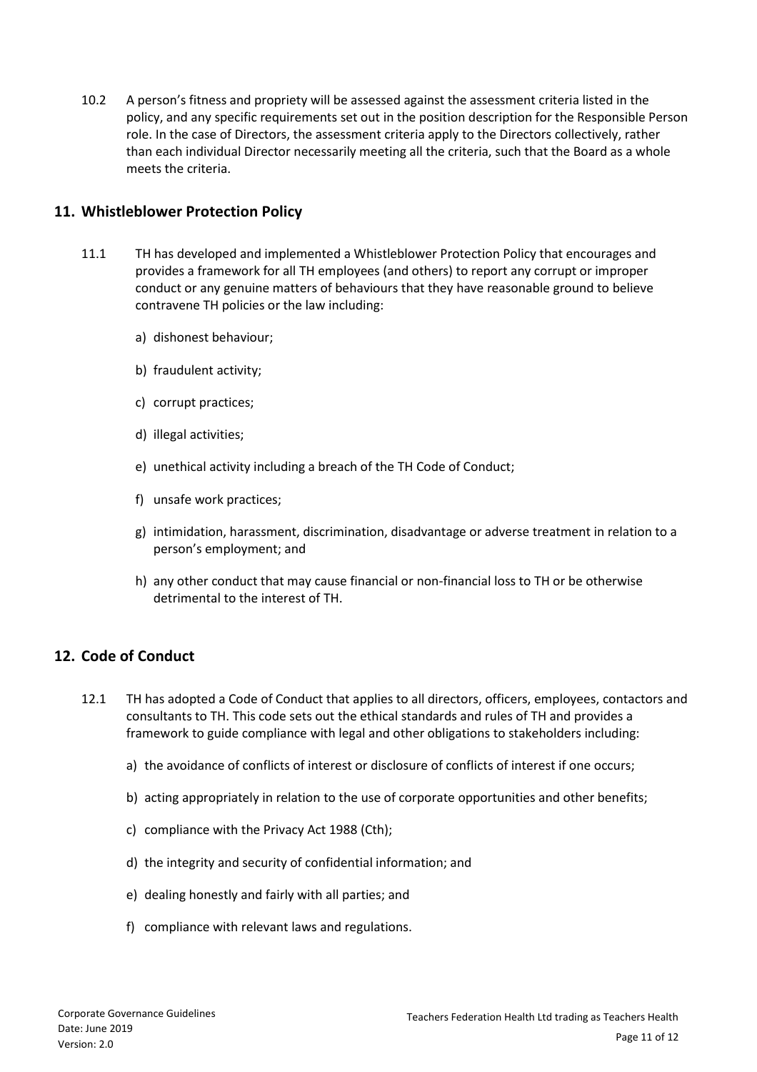10.2 A person's fitness and propriety will be assessed against the assessment criteria listed in the policy, and any specific requirements set out in the position description for the Responsible Person role. In the case of Directors, the assessment criteria apply to the Directors collectively, rather than each individual Director necessarily meeting all the criteria, such that the Board as a whole meets the criteria.

## 11. Whistleblower Protection Policy

11.1 TH has developed and implemented a Whistleblower Protection Policy that encourages and provides a framework for all TH employees (and others) to report any corrupt or improper conduct or any genuine matters of behaviours that they have reasonable ground to believe contravene TH policies or the law including:

a) dishonest behaviour;

b) fraudulent activity;

c) corrupt practices;

d) illegal activities;

e) unethical activity including a breach of the TH Code of Conduct;

f) unsafe work practices;

g) intimidation, harassment, discrimination, disadvantage or adverse treatment in relation to a person's employment; and

h) any other conduct that may cause financial or non-financial loss to TH or be otherwise detrimental to the interest of TH.

## 12. Code of Conduct

12.1 TH has adopted a Code of Conduct that applies to all directors, officers, employees, contactors and consultants to TH. This code sets out the ethical standards and rules of TH and provides a framework to guide compliance with legal and other obligations to stakeholders including:

a) the avoidance of conflicts of interest or disclosure of conflicts of interest if one occurs;

b) acting appropriately in relation to the use of corporate opportunities and other benefits;

c) compliance with the Privacy Act 1988 (Cth);

d) the integrity and security of confidential information; and

e) dealing honestly and fairly with all parties; and

f) compliance with relevant laws and regulations.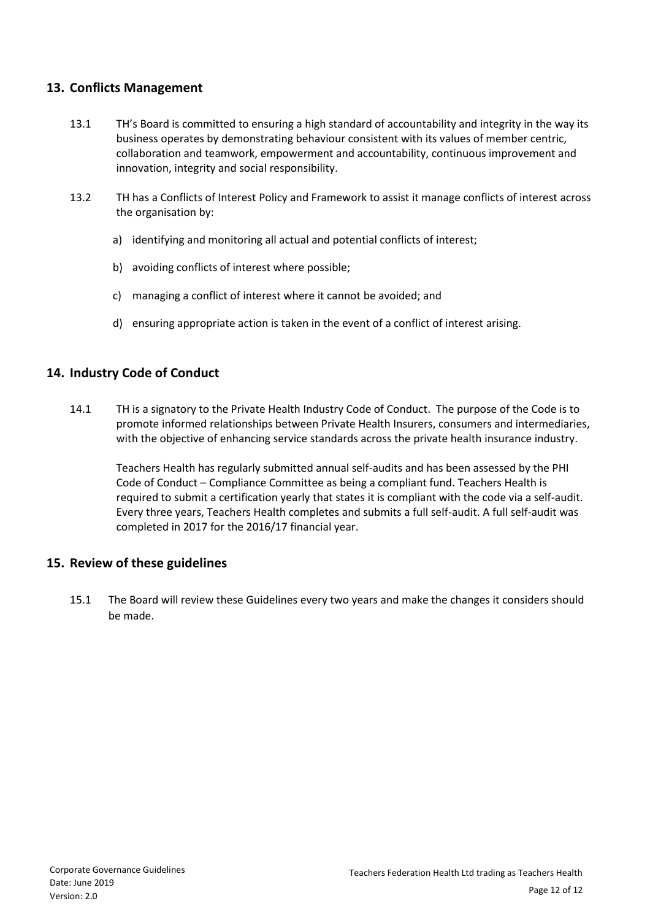## 13. Conflicts Management

13.1 TH's Board is committed to ensuring a high standard of accountability and integrity in the way its business operates by demonstrating behaviour consistent with its values of member centric, collaboration and teamwork, empowerment and accountability, continuous improvement and innovation, integrity and social responsibility.

13.2 TH has a Conflicts of Interest Policy and Framework to assist it manage conflicts of interest across the organisation by:

a) identifying and monitoring all actual and potential conflicts of interest;

b) avoiding conflicts of interest where possible;

c) managing a conflict of interest where it cannot be avoided; and

d) ensuring appropriate action is taken in the event of a conflict of interest arising.

## 14. Industry Code of Conduct

14.1 TH is a signatory to the Private Health Industry Code of Conduct. The purpose of the Code is to promote informed relationships between Private Health Insurers, consumers and intermediaries, with the objective of enhancing service standards across the private health insurance industry.

Teachers Health has regularly submitted annual self-audits and has been assessed by the PHI Code of Conduct – Compliance Committee as being a compliant fund. Teachers Health is required to submit a certification yearly that states it is compliant with the code via a self-audit. Every three years, Teachers Health completes and submits a full self-audit. A full self-audit was completed in 2017 for the 2016/17 financial year.

## 15. Review of these guidelines

15.1 The Board will review these Guidelines every two years and make the changes it considers should be made.